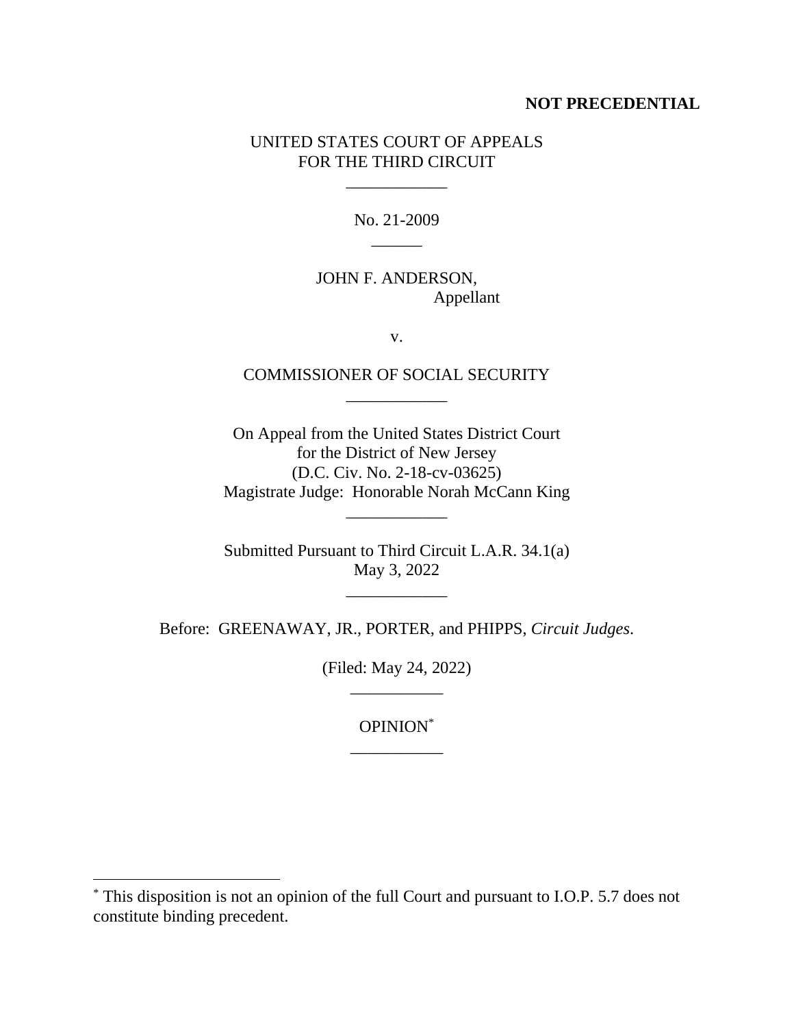**NOT PRECEDENTIAL**

UNITED STATES COURT OF APPEALS
FOR THE THIRD CIRCUIT

\_\_\_\_\_\_\_\_\_\_\_\_

No. 21-2009

\_\_\_\_\_\_

JOHN F. ANDERSON,
Appellant

v.

COMMISSIONER OF SOCIAL SECURITY

\_\_\_\_\_\_\_\_\_\_\_\_

On Appeal from the United States District Court
for the District of New Jersey
(D.C. Civ. No. 2-18-cv-03625)
Magistrate Judge: Honorable Norah McCann King

\_\_\_\_\_\_\_\_\_\_\_\_

Submitted Pursuant to Third Circuit L.A.R. 34.1(a)
May 3, 2022

\_\_\_\_\_\_\_\_\_\_\_\_

Before: GREENAWAY, JR., PORTER, and PHIPPS, *Circuit Judges*.

(Filed: May 24, 2022)

\_\_\_\_\_\_\_\_\_\_\_

OPINION[*]

\_\_\_\_\_\_\_\_\_\_\_

[*] This disposition is not an opinion of the full Court and pursuant to I.O.P. 5.7 does not constitute binding precedent.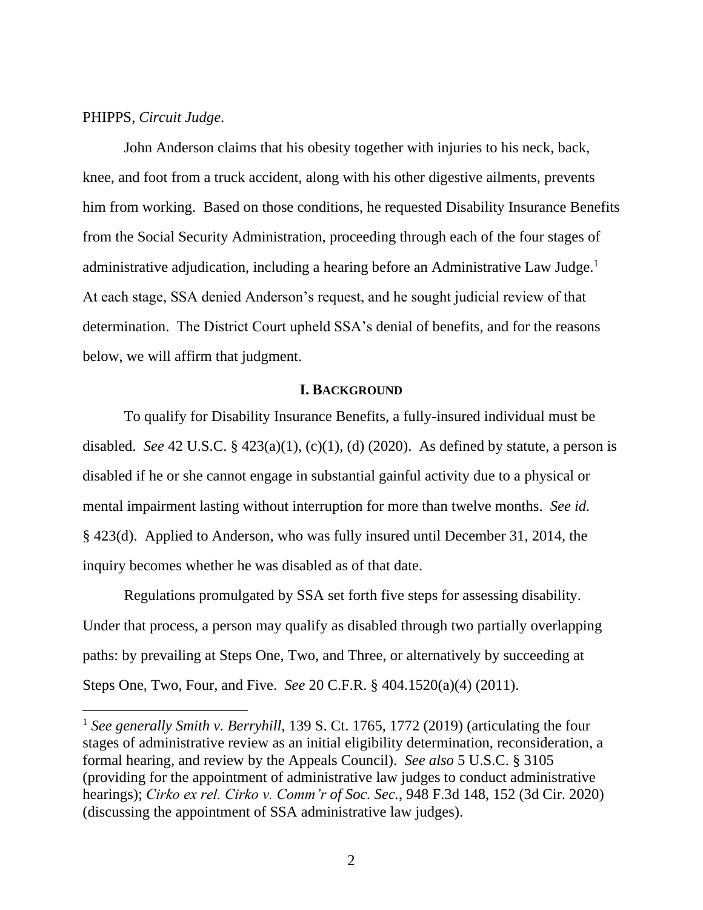PHIPPS, *Circuit Judge*.

John Anderson claims that his obesity together with injuries to his neck, back, knee, and foot from a truck accident, along with his other digestive ailments, prevents him from working. Based on those conditions, he requested Disability Insurance Benefits from the Social Security Administration, proceeding through each of the four stages of administrative adjudication, including a hearing before an Administrative Law Judge.[1] At each stage, SSA denied Anderson's request, and he sought judicial review of that determination. The District Court upheld SSA's denial of benefits, and for the reasons below, we will affirm that judgment.

## I. BACKGROUND

To qualify for Disability Insurance Benefits, a fully-insured individual must be disabled. *See* 42 U.S.C. § 423(a)(1), (c)(1), (d) (2020). As defined by statute, a person is disabled if he or she cannot engage in substantial gainful activity due to a physical or mental impairment lasting without interruption for more than twelve months. *See id.* § 423(d). Applied to Anderson, who was fully insured until December 31, 2014, the inquiry becomes whether he was disabled as of that date.

Regulations promulgated by SSA set forth five steps for assessing disability. Under that process, a person may qualify as disabled through two partially overlapping paths: by prevailing at Steps One, Two, and Three, or alternatively by succeeding at Steps One, Two, Four, and Five. *See* 20 C.F.R. § 404.1520(a)(4) (2011).

---

[1] *See generally Smith v. Berryhill*, 139 S. Ct. 1765, 1772 (2019) (articulating the four stages of administrative review as an initial eligibility determination, reconsideration, a formal hearing, and review by the Appeals Council). *See also* 5 U.S.C. § 3105 (providing for the appointment of administrative law judges to conduct administrative hearings); *Cirko ex rel. Cirko v. Comm'r of Soc. Sec.*, 948 F.3d 148, 152 (3d Cir. 2020) (discussing the appointment of SSA administrative law judges).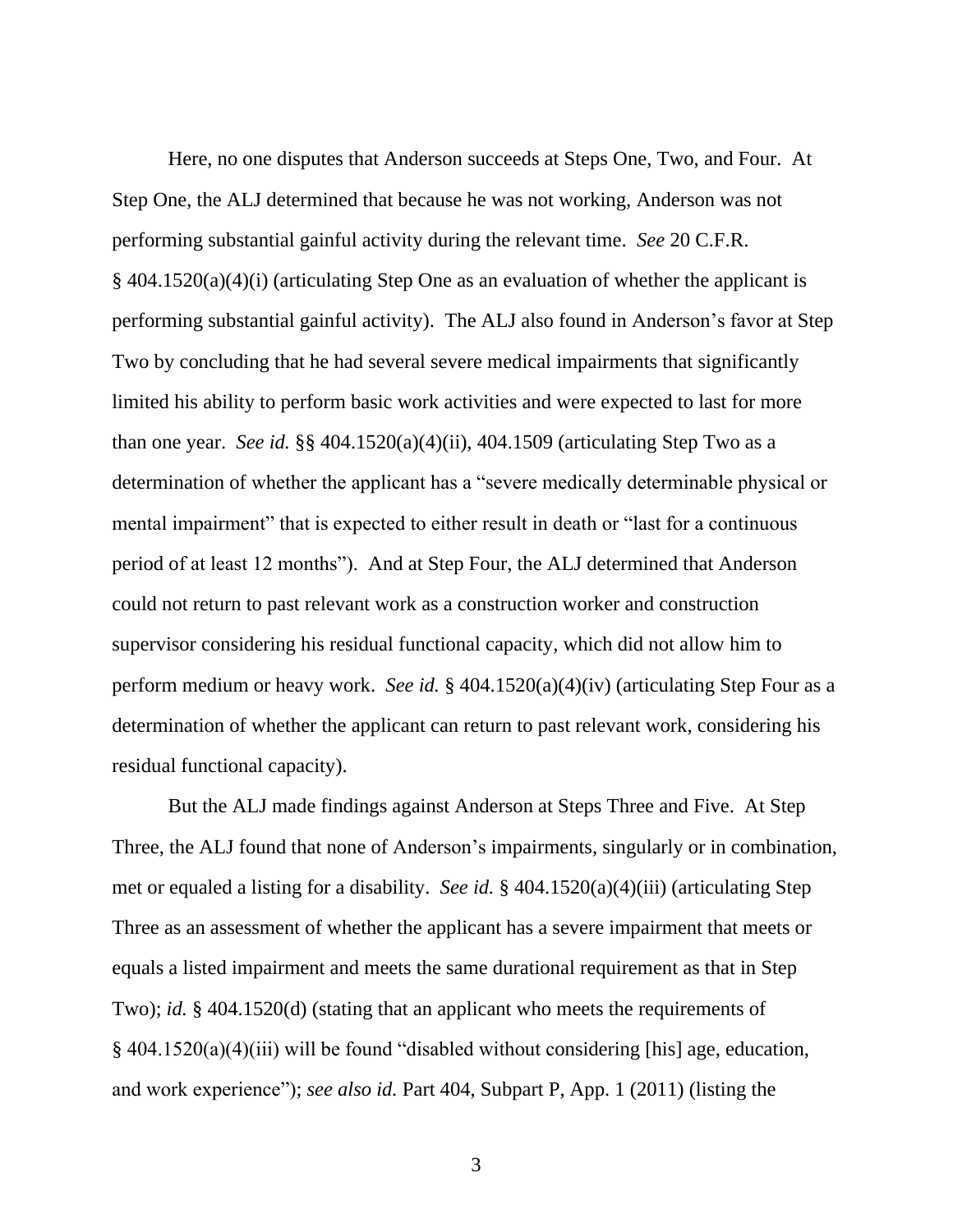Here, no one disputes that Anderson succeeds at Steps One, Two, and Four. At Step One, the ALJ determined that because he was not working, Anderson was not performing substantial gainful activity during the relevant time. *See* 20 C.F.R. § 404.1520(a)(4)(i) (articulating Step One as an evaluation of whether the applicant is performing substantial gainful activity). The ALJ also found in Anderson's favor at Step Two by concluding that he had several severe medical impairments that significantly limited his ability to perform basic work activities and were expected to last for more than one year. *See id.* §§ 404.1520(a)(4)(ii), 404.1509 (articulating Step Two as a determination of whether the applicant has a "severe medically determinable physical or mental impairment" that is expected to either result in death or "last for a continuous period of at least 12 months"). And at Step Four, the ALJ determined that Anderson could not return to past relevant work as a construction worker and construction supervisor considering his residual functional capacity, which did not allow him to perform medium or heavy work. *See id.* § 404.1520(a)(4)(iv) (articulating Step Four as a determination of whether the applicant can return to past relevant work, considering his residual functional capacity).

But the ALJ made findings against Anderson at Steps Three and Five. At Step Three, the ALJ found that none of Anderson's impairments, singularly or in combination, met or equaled a listing for a disability. *See id.* § 404.1520(a)(4)(iii) (articulating Step Three as an assessment of whether the applicant has a severe impairment that meets or equals a listed impairment and meets the same durational requirement as that in Step Two); *id.* § 404.1520(d) (stating that an applicant who meets the requirements of § 404.1520(a)(4)(iii) will be found "disabled without considering [his] age, education, and work experience"); *see also id.* Part 404, Subpart P, App. 1 (2011) (listing the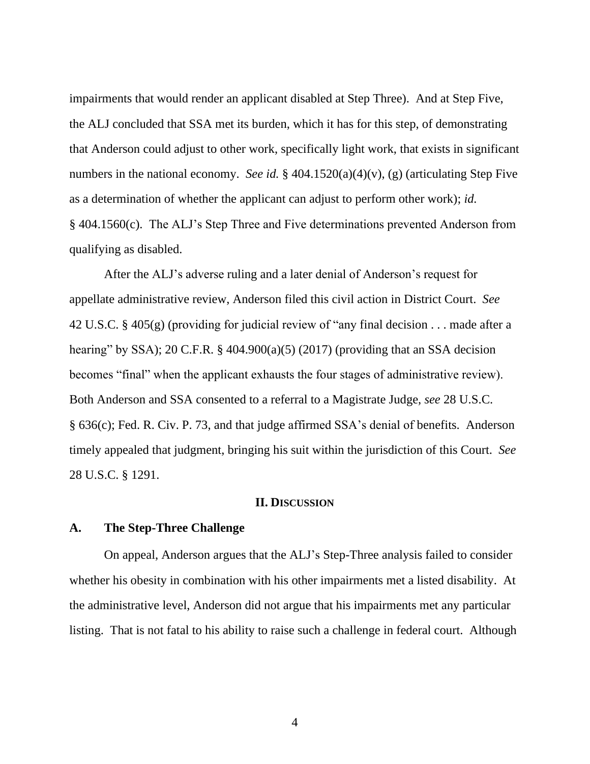impairments that would render an applicant disabled at Step Three). And at Step Five, the ALJ concluded that SSA met its burden, which it has for this step, of demonstrating that Anderson could adjust to other work, specifically light work, that exists in significant numbers in the national economy. *See id.* § 404.1520(a)(4)(v), (g) (articulating Step Five as a determination of whether the applicant can adjust to perform other work); *id.* § 404.1560(c). The ALJ's Step Three and Five determinations prevented Anderson from qualifying as disabled.

After the ALJ's adverse ruling and a later denial of Anderson's request for appellate administrative review, Anderson filed this civil action in District Court. *See* 42 U.S.C. § 405(g) (providing for judicial review of "any final decision . . . made after a hearing" by SSA); 20 C.F.R. § 404.900(a)(5) (2017) (providing that an SSA decision becomes "final" when the applicant exhausts the four stages of administrative review). Both Anderson and SSA consented to a referral to a Magistrate Judge, *see* 28 U.S.C. § 636(c); Fed. R. Civ. P. 73, and that judge affirmed SSA's denial of benefits. Anderson timely appealed that judgment, bringing his suit within the jurisdiction of this Court. *See* 28 U.S.C. § 1291.

## II. Discussion

### A. The Step-Three Challenge

On appeal, Anderson argues that the ALJ's Step-Three analysis failed to consider whether his obesity in combination with his other impairments met a listed disability. At the administrative level, Anderson did not argue that his impairments met any particular listing. That is not fatal to his ability to raise such a challenge in federal court. Although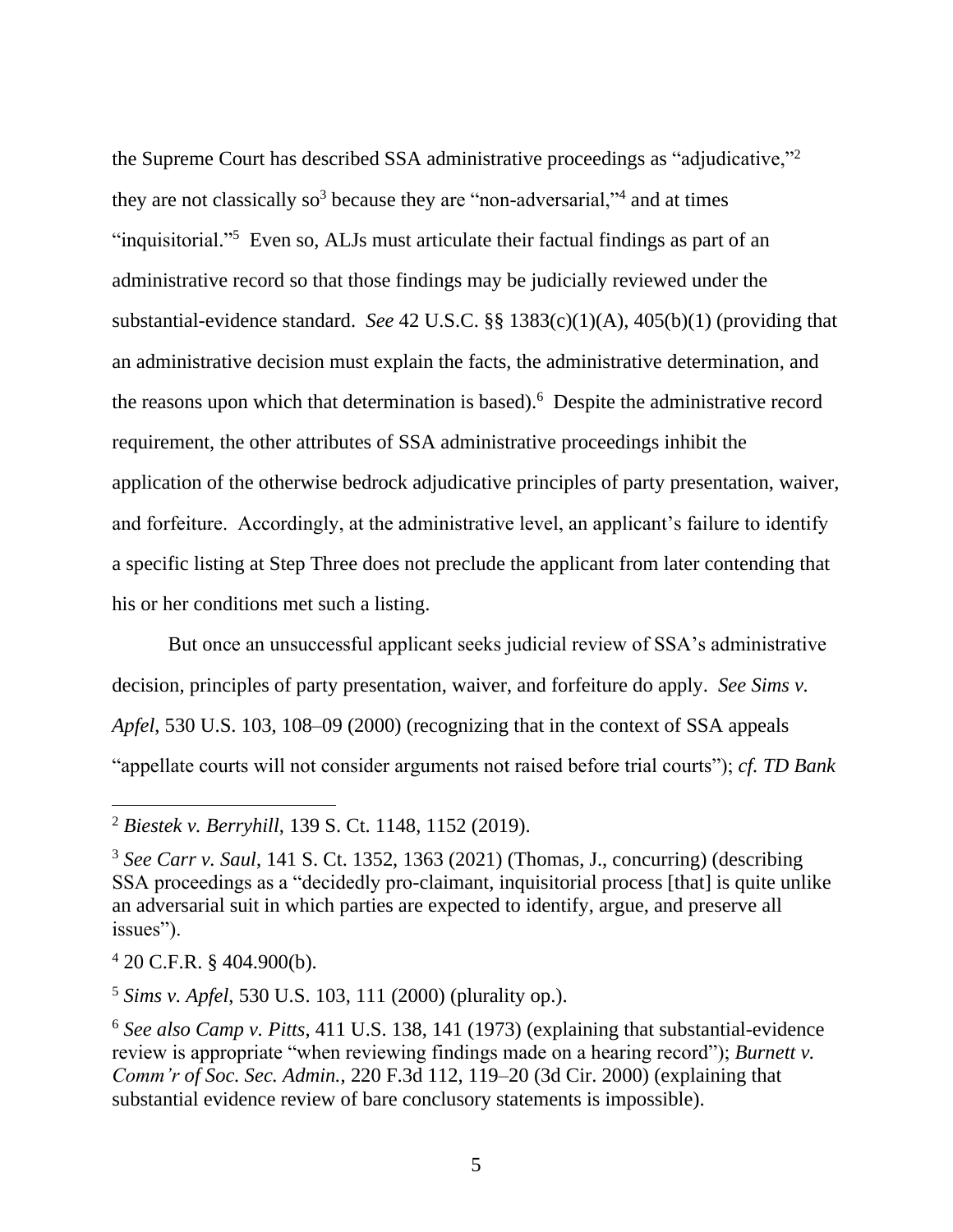the Supreme Court has described SSA administrative proceedings as "adjudicative,"[2] they are not classically so[3] because they are "non-adversarial,"[4] and at times "inquisitorial."[5] Even so, ALJs must articulate their factual findings as part of an administrative record so that those findings may be judicially reviewed under the substantial-evidence standard. *See* 42 U.S.C. §§ 1383(c)(1)(A), 405(b)(1) (providing that an administrative decision must explain the facts, the administrative determination, and the reasons upon which that determination is based).[6] Despite the administrative record requirement, the other attributes of SSA administrative proceedings inhibit the application of the otherwise bedrock adjudicative principles of party presentation, waiver, and forfeiture. Accordingly, at the administrative level, an applicant's failure to identify a specific listing at Step Three does not preclude the applicant from later contending that his or her conditions met such a listing.

But once an unsuccessful applicant seeks judicial review of SSA's administrative decision, principles of party presentation, waiver, and forfeiture do apply. *See Sims v. Apfel*, 530 U.S. 103, 108–09 (2000) (recognizing that in the context of SSA appeals "appellate courts will not consider arguments not raised before trial courts"); *cf. TD Bank*

---

[2] *Biestek v. Berryhill*, 139 S. Ct. 1148, 1152 (2019).

[3] *See Carr v. Saul*, 141 S. Ct. 1352, 1363 (2021) (Thomas, J., concurring) (describing SSA proceedings as a "decidedly pro-claimant, inquisitorial process [that] is quite unlike an adversarial suit in which parties are expected to identify, argue, and preserve all issues").

[4] 20 C.F.R. § 404.900(b).

[5] *Sims v. Apfel*, 530 U.S. 103, 111 (2000) (plurality op.).

[6] *See also Camp v. Pitts*, 411 U.S. 138, 141 (1973) (explaining that substantial-evidence review is appropriate "when reviewing findings made on a hearing record"); *Burnett v. Comm'r of Soc. Sec. Admin.*, 220 F.3d 112, 119–20 (3d Cir. 2000) (explaining that substantial evidence review of bare conclusory statements is impossible).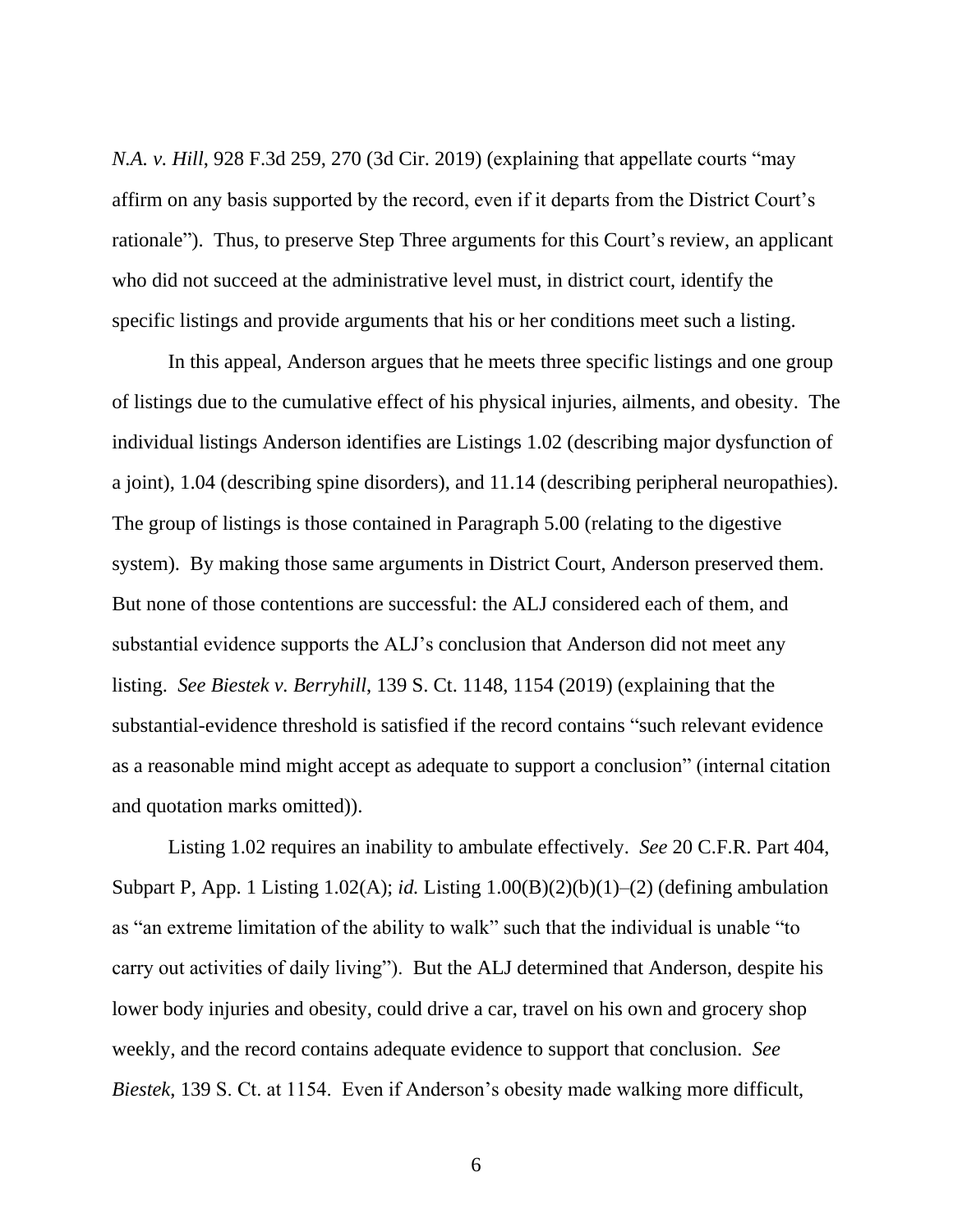*N.A. v. Hill*, 928 F.3d 259, 270 (3d Cir. 2019) (explaining that appellate courts "may affirm on any basis supported by the record, even if it departs from the District Court's rationale"). Thus, to preserve Step Three arguments for this Court's review, an applicant who did not succeed at the administrative level must, in district court, identify the specific listings and provide arguments that his or her conditions meet such a listing.

In this appeal, Anderson argues that he meets three specific listings and one group of listings due to the cumulative effect of his physical injuries, ailments, and obesity. The individual listings Anderson identifies are Listings 1.02 (describing major dysfunction of a joint), 1.04 (describing spine disorders), and 11.14 (describing peripheral neuropathies). The group of listings is those contained in Paragraph 5.00 (relating to the digestive system). By making those same arguments in District Court, Anderson preserved them. But none of those contentions are successful: the ALJ considered each of them, and substantial evidence supports the ALJ's conclusion that Anderson did not meet any listing. *See Biestek v. Berryhill*, 139 S. Ct. 1148, 1154 (2019) (explaining that the substantial-evidence threshold is satisfied if the record contains "such relevant evidence as a reasonable mind might accept as adequate to support a conclusion" (internal citation and quotation marks omitted)).

Listing 1.02 requires an inability to ambulate effectively. *See* 20 C.F.R. Part 404, Subpart P, App. 1 Listing 1.02(A); *id.* Listing 1.00(B)(2)(b)(1)–(2) (defining ambulation as "an extreme limitation of the ability to walk" such that the individual is unable "to carry out activities of daily living"). But the ALJ determined that Anderson, despite his lower body injuries and obesity, could drive a car, travel on his own and grocery shop weekly, and the record contains adequate evidence to support that conclusion. *See Biestek*, 139 S. Ct. at 1154. Even if Anderson's obesity made walking more difficult,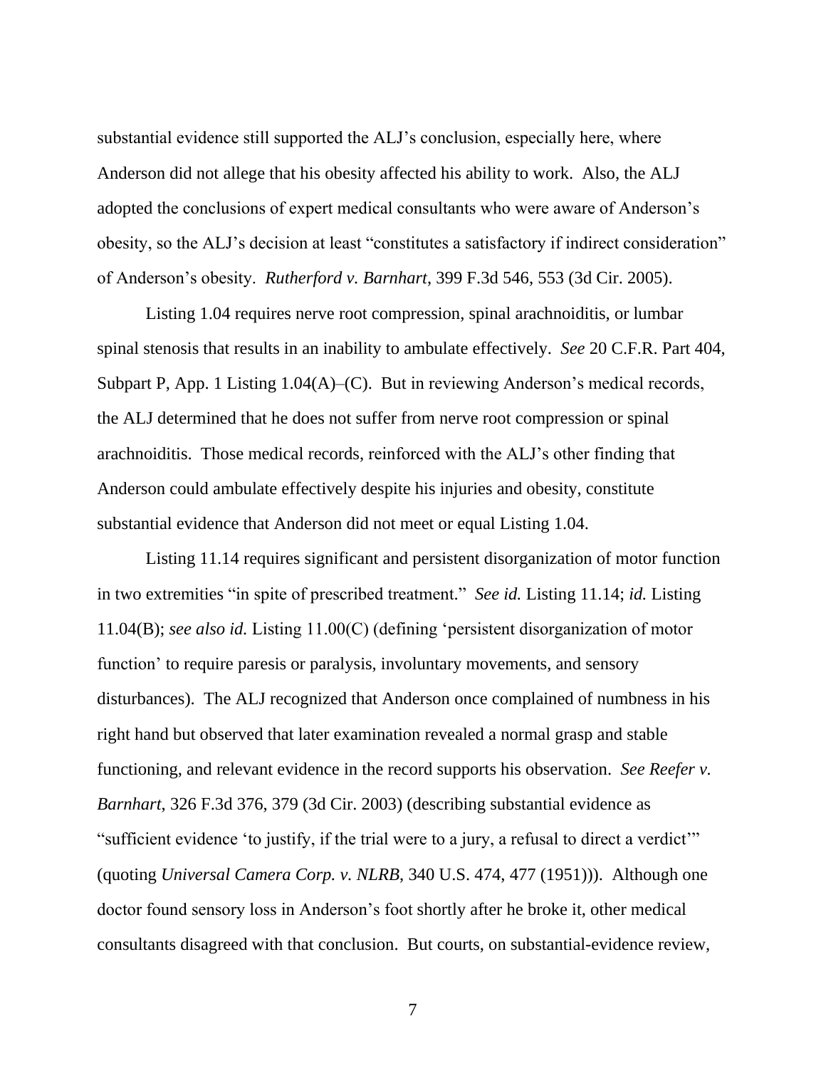substantial evidence still supported the ALJ's conclusion, especially here, where Anderson did not allege that his obesity affected his ability to work. Also, the ALJ adopted the conclusions of expert medical consultants who were aware of Anderson's obesity, so the ALJ's decision at least "constitutes a satisfactory if indirect consideration" of Anderson's obesity. *Rutherford v. Barnhart*, 399 F.3d 546, 553 (3d Cir. 2005).

Listing 1.04 requires nerve root compression, spinal arachnoiditis, or lumbar spinal stenosis that results in an inability to ambulate effectively. *See* 20 C.F.R. Part 404, Subpart P, App. 1 Listing 1.04(A)–(C). But in reviewing Anderson's medical records, the ALJ determined that he does not suffer from nerve root compression or spinal arachnoiditis. Those medical records, reinforced with the ALJ's other finding that Anderson could ambulate effectively despite his injuries and obesity, constitute substantial evidence that Anderson did not meet or equal Listing 1.04.

Listing 11.14 requires significant and persistent disorganization of motor function in two extremities "in spite of prescribed treatment." *See id.* Listing 11.14; *id.* Listing 11.04(B); *see also id.* Listing 11.00(C) (defining 'persistent disorganization of motor function' to require paresis or paralysis, involuntary movements, and sensory disturbances). The ALJ recognized that Anderson once complained of numbness in his right hand but observed that later examination revealed a normal grasp and stable functioning, and relevant evidence in the record supports his observation. *See Reefer v. Barnhart*, 326 F.3d 376, 379 (3d Cir. 2003) (describing substantial evidence as "sufficient evidence 'to justify, if the trial were to a jury, a refusal to direct a verdict'" (quoting *Universal Camera Corp. v. NLRB*, 340 U.S. 474, 477 (1951))). Although one doctor found sensory loss in Anderson's foot shortly after he broke it, other medical consultants disagreed with that conclusion. But courts, on substantial-evidence review,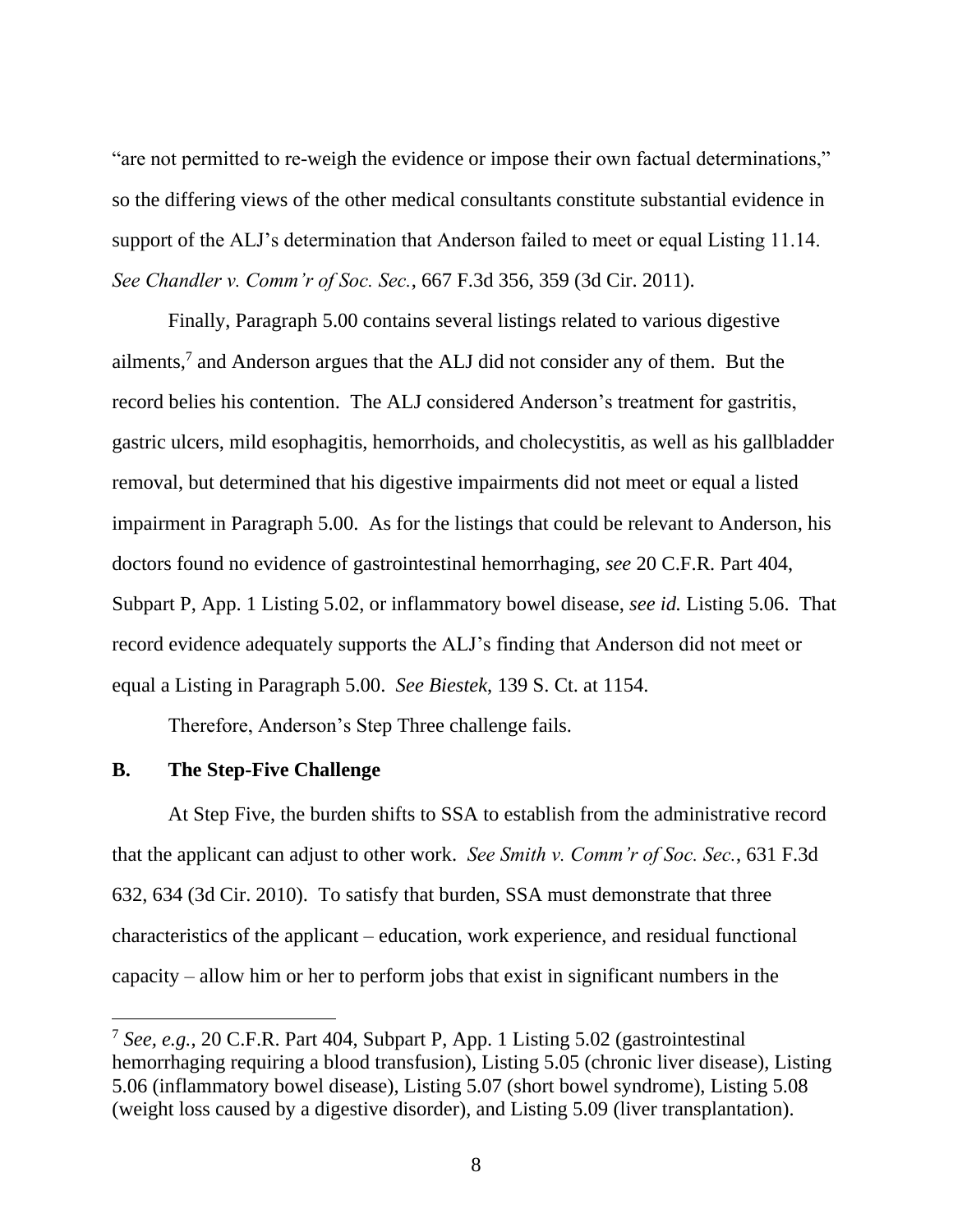"are not permitted to re-weigh the evidence or impose their own factual determinations," so the differing views of the other medical consultants constitute substantial evidence in support of the ALJ's determination that Anderson failed to meet or equal Listing 11.14. *See Chandler v. Comm'r of Soc. Sec.*, 667 F.3d 356, 359 (3d Cir. 2011).

Finally, Paragraph 5.00 contains several listings related to various digestive ailments,[7] and Anderson argues that the ALJ did not consider any of them. But the record belies his contention. The ALJ considered Anderson's treatment for gastritis, gastric ulcers, mild esophagitis, hemorrhoids, and cholecystitis, as well as his gallbladder removal, but determined that his digestive impairments did not meet or equal a listed impairment in Paragraph 5.00. As for the listings that could be relevant to Anderson, his doctors found no evidence of gastrointestinal hemorrhaging, *see* 20 C.F.R. Part 404, Subpart P, App. 1 Listing 5.02, or inflammatory bowel disease, *see id.* Listing 5.06. That record evidence adequately supports the ALJ's finding that Anderson did not meet or equal a Listing in Paragraph 5.00. *See Biestek*, 139 S. Ct. at 1154.

Therefore, Anderson's Step Three challenge fails.

### B. The Step-Five Challenge

At Step Five, the burden shifts to SSA to establish from the administrative record that the applicant can adjust to other work. *See Smith v. Comm'r of Soc. Sec.*, 631 F.3d 632, 634 (3d Cir. 2010). To satisfy that burden, SSA must demonstrate that three characteristics of the applicant – education, work experience, and residual functional capacity – allow him or her to perform jobs that exist in significant numbers in the

---

[7] *See, e.g.*, 20 C.F.R. Part 404, Subpart P, App. 1 Listing 5.02 (gastrointestinal hemorrhaging requiring a blood transfusion), Listing 5.05 (chronic liver disease), Listing 5.06 (inflammatory bowel disease), Listing 5.07 (short bowel syndrome), Listing 5.08 (weight loss caused by a digestive disorder), and Listing 5.09 (liver transplantation).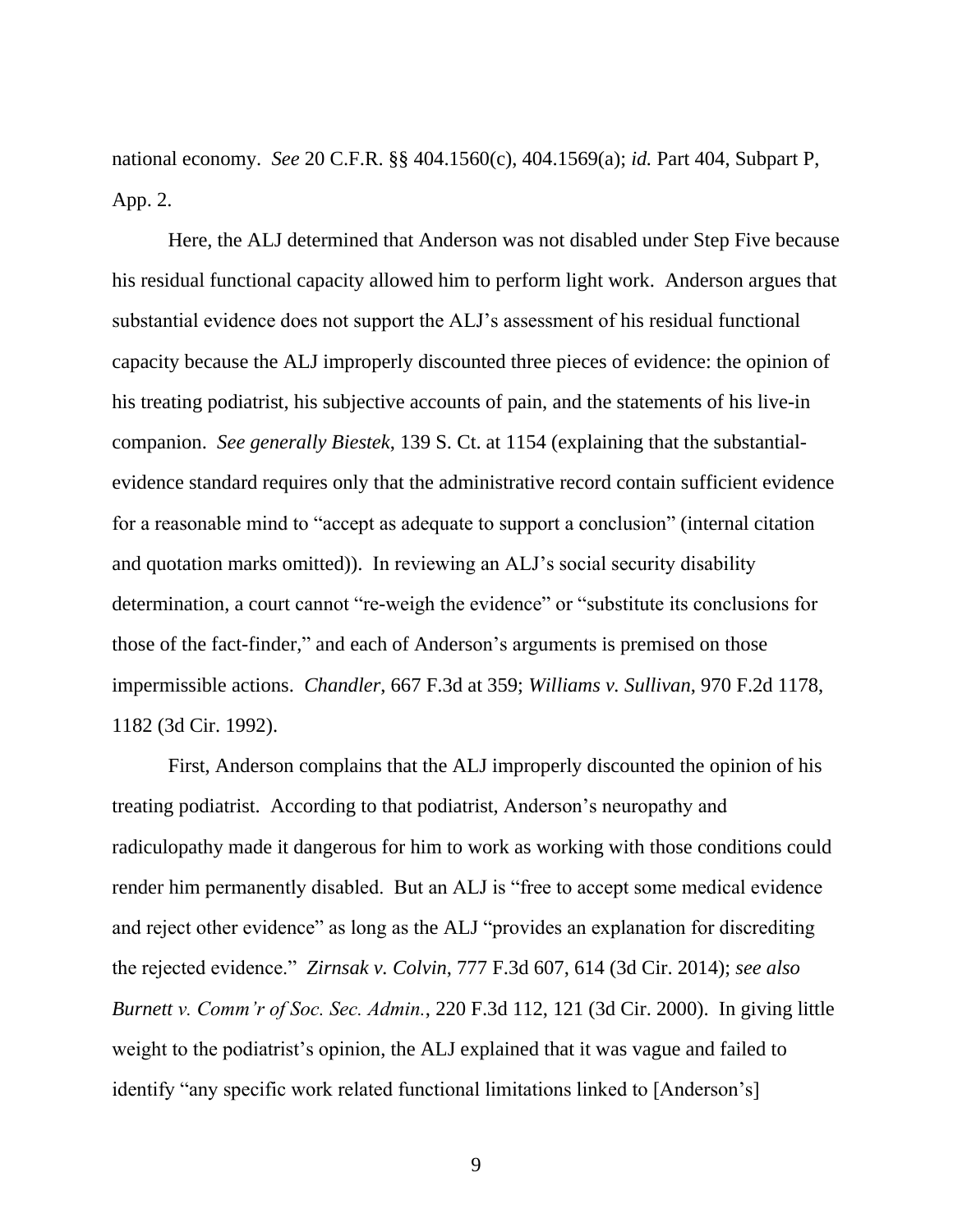national economy. *See* 20 C.F.R. §§ 404.1560(c), 404.1569(a); *id.* Part 404, Subpart P, App. 2.

Here, the ALJ determined that Anderson was not disabled under Step Five because his residual functional capacity allowed him to perform light work. Anderson argues that substantial evidence does not support the ALJ's assessment of his residual functional capacity because the ALJ improperly discounted three pieces of evidence: the opinion of his treating podiatrist, his subjective accounts of pain, and the statements of his live-in companion. *See generally Biestek*, 139 S. Ct. at 1154 (explaining that the substantial-evidence standard requires only that the administrative record contain sufficient evidence for a reasonable mind to "accept as adequate to support a conclusion" (internal citation and quotation marks omitted)). In reviewing an ALJ's social security disability determination, a court cannot "re-weigh the evidence" or "substitute its conclusions for those of the fact-finder," and each of Anderson's arguments is premised on those impermissible actions. *Chandler*, 667 F.3d at 359; *Williams v. Sullivan*, 970 F.2d 1178, 1182 (3d Cir. 1992).

First, Anderson complains that the ALJ improperly discounted the opinion of his treating podiatrist. According to that podiatrist, Anderson's neuropathy and radiculopathy made it dangerous for him to work as working with those conditions could render him permanently disabled. But an ALJ is "free to accept some medical evidence and reject other evidence" as long as the ALJ "provides an explanation for discrediting the rejected evidence." *Zirnsak v. Colvin*, 777 F.3d 607, 614 (3d Cir. 2014); *see also Burnett v. Comm'r of Soc. Sec. Admin.*, 220 F.3d 112, 121 (3d Cir. 2000). In giving little weight to the podiatrist's opinion, the ALJ explained that it was vague and failed to identify "any specific work related functional limitations linked to [Anderson's]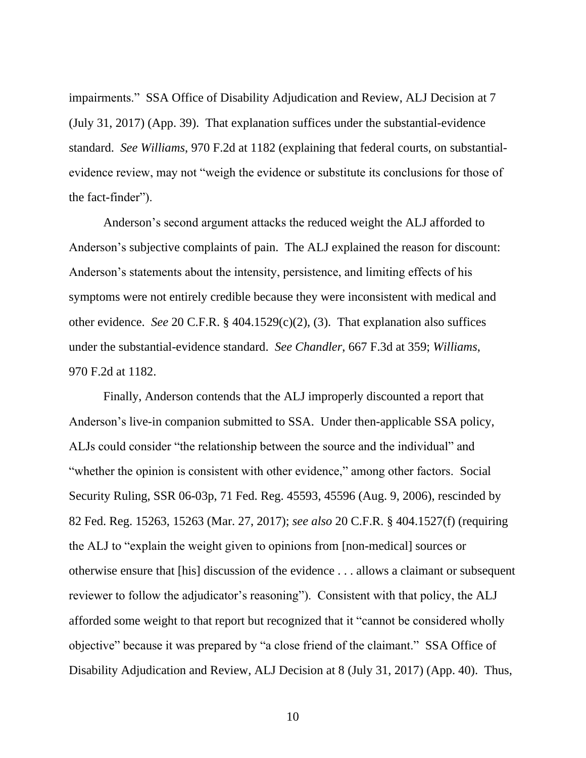impairments." SSA Office of Disability Adjudication and Review, ALJ Decision at 7 (July 31, 2017) (App. 39). That explanation suffices under the substantial-evidence standard. *See Williams*, 970 F.2d at 1182 (explaining that federal courts, on substantial-evidence review, may not "weigh the evidence or substitute its conclusions for those of the fact-finder").

Anderson's second argument attacks the reduced weight the ALJ afforded to Anderson's subjective complaints of pain. The ALJ explained the reason for discount: Anderson's statements about the intensity, persistence, and limiting effects of his symptoms were not entirely credible because they were inconsistent with medical and other evidence. *See* 20 C.F.R. § 404.1529(c)(2), (3). That explanation also suffices under the substantial-evidence standard. *See Chandler*, 667 F.3d at 359; *Williams*, 970 F.2d at 1182.

Finally, Anderson contends that the ALJ improperly discounted a report that Anderson's live-in companion submitted to SSA. Under then-applicable SSA policy, ALJs could consider "the relationship between the source and the individual" and "whether the opinion is consistent with other evidence," among other factors. Social Security Ruling, SSR 06-03p, 71 Fed. Reg. 45593, 45596 (Aug. 9, 2006), rescinded by 82 Fed. Reg. 15263, 15263 (Mar. 27, 2017); *see also* 20 C.F.R. § 404.1527(f) (requiring the ALJ to "explain the weight given to opinions from [non-medical] sources or otherwise ensure that [his] discussion of the evidence . . . allows a claimant or subsequent reviewer to follow the adjudicator's reasoning"). Consistent with that policy, the ALJ afforded some weight to that report but recognized that it "cannot be considered wholly objective" because it was prepared by "a close friend of the claimant." SSA Office of Disability Adjudication and Review, ALJ Decision at 8 (July 31, 2017) (App. 40). Thus,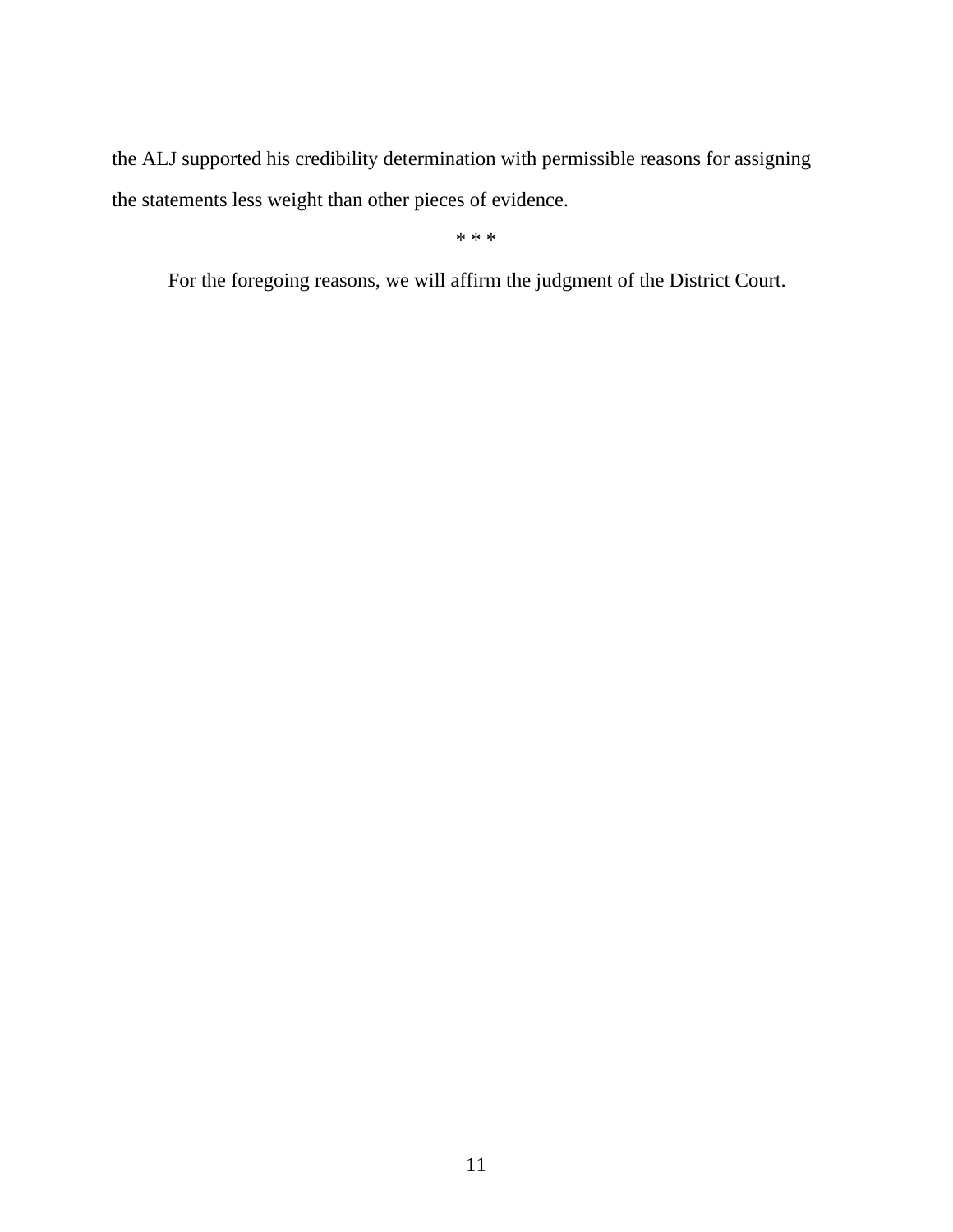the ALJ supported his credibility determination with permissible reasons for assigning the statements less weight than other pieces of evidence.

* * *

For the foregoing reasons, we will affirm the judgment of the District Court.